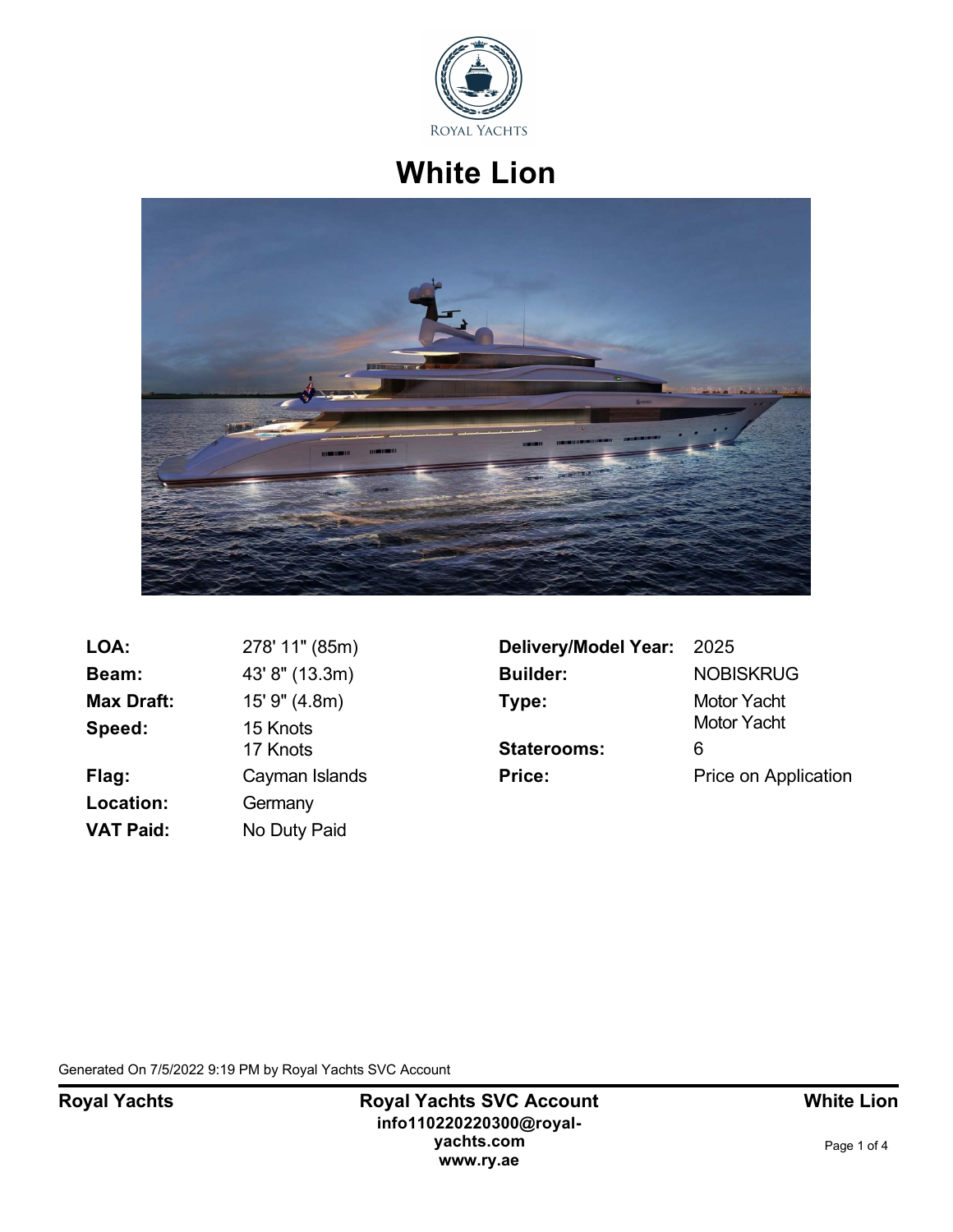# White Lion

| | | | |
|---|---|---|---|
| **LOA:** | 278' 11" (85m) | **Delivery/Model Year:** | 2025 |
| **Beam:** | 43' 8" (13.3m) | **Builder:** | NOBISKRUG |
| **Max Draft:** | 15' 9" (4.8m) | **Type:** | Motor Yacht<br>Motor Yacht |
| **Speed:** | 15 Knots<br>17 Knots | **Staterooms:** | 6 |
| **Flag:** | Cayman Islands | **Price:** | Price on Application |
| **Location:** | Germany | | |
| **VAT Paid:** | No Duty Paid | | |

Generated On 7/5/2022 9:19 PM by Royal Yachts SVC Account

**Royal Yachts** | **Royal Yachts SVC Account** **info110220220300@royal-yachts.com** **www.ry.ae** | **White Lion**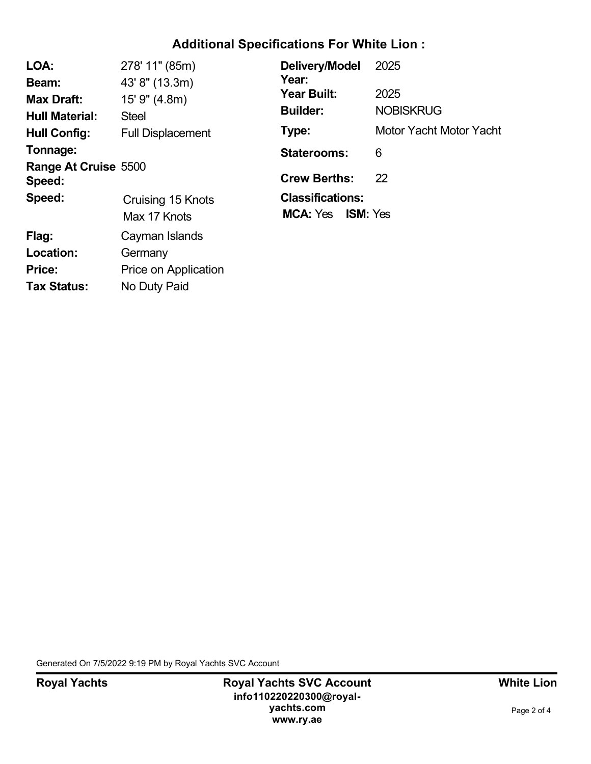## Additional Specifications For White Lion :

| | |
|---|---|
| **LOA:** | 278' 11" (85m) |
| **Beam:** | 43' 8" (13.3m) |
| **Max Draft:** | 15' 9" (4.8m) |
| **Hull Material:** | Steel |
| **Hull Config:** | Full Displacement |
| **Tonnage:** | |
| **Range At Cruise Speed:** | 5500 |
| **Speed:** | Cruising 15 Knots<br>Max 17 Knots |
| **Flag:** | Cayman Islands |
| **Location:** | Germany |
| **Price:** | Price on Application |
| **Tax Status:** | No Duty Paid |

| | |
|---|---|
| **Delivery/Model Year:** | 2025 |
| **Year Built:** | 2025 |
| **Builder:** | NOBISKRUG |
| **Type:** | Motor Yacht Motor Yacht |
| **Staterooms:** | 6 |
| **Crew Berths:** | 22 |

**Classifications:**

**MCA:** Yes **ISM:** Yes

Generated On 7/5/2022 9:19 PM by Royal Yachts SVC Account

**Royal Yachts** **Royal Yachts SVC Account** **White Lion**
**info110220220300@royal-yachts.com**
**www.ry.ae**